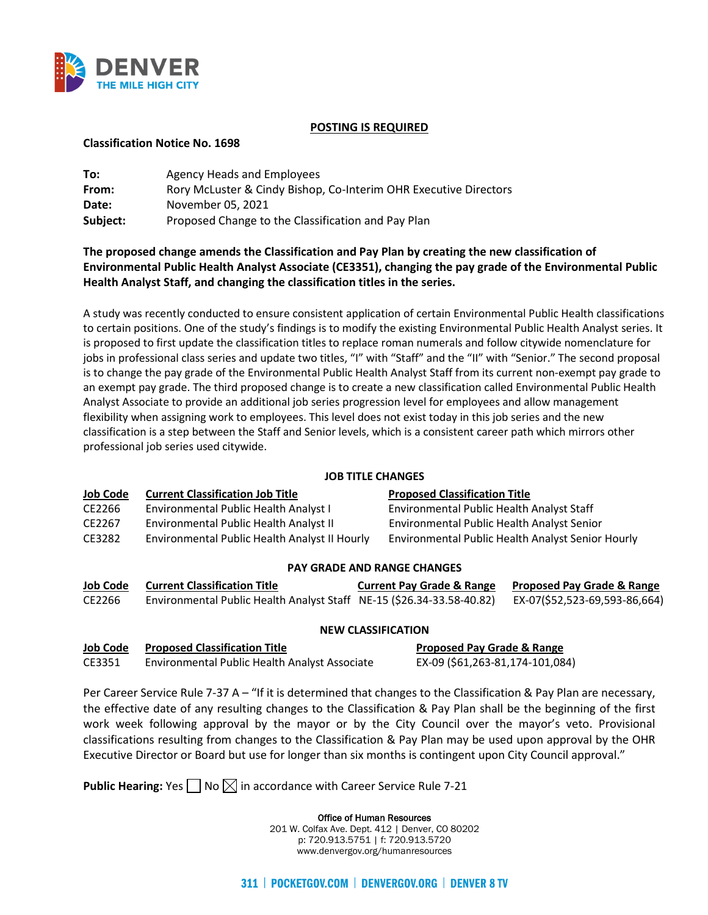**POSTING IS REQUIRED**

**Classification Notice No. 1698**

**To:** Agency Heads and Employees
**From:** Rory McLuster & Cindy Bishop, Co-Interim OHR Executive Directors
**Date:** November 05, 2021
**Subject:** Proposed Change to the Classification and Pay Plan

**The proposed change amends the Classification and Pay Plan by creating the new classification of Environmental Public Health Analyst Associate (CE3351), changing the pay grade of the Environmental Public Health Analyst Staff, and changing the classification titles in the series.**

A study was recently conducted to ensure consistent application of certain Environmental Public Health classifications to certain positions. One of the study's findings is to modify the existing Environmental Public Health Analyst series. It is proposed to first update the classification titles to replace roman numerals and follow citywide nomenclature for jobs in professional class series and update two titles, "I" with "Staff" and the "II" with "Senior." The second proposal is to change the pay grade of the Environmental Public Health Analyst Staff from its current non-exempt pay grade to an exempt pay grade. The third proposed change is to create a new classification called Environmental Public Health Analyst Associate to provide an additional job series progression level for employees and allow management flexibility when assigning work to employees. This level does not exist today in this job series and the new classification is a step between the Staff and Senior levels, which is a consistent career path which mirrors other professional job series used citywide.

**JOB TITLE CHANGES**

| Job Code | Current Classification Job Title | Proposed Classification Title |
|---|---|---|
| CE2266 | Environmental Public Health Analyst I | Environmental Public Health Analyst Staff |
| CE2267 | Environmental Public Health Analyst II | Environmental Public Health Analyst Senior |
| CE3282 | Environmental Public Health Analyst II Hourly | Environmental Public Health Analyst Senior Hourly |

**PAY GRADE AND RANGE CHANGES**

| Job Code | Current Classification Title | Current Pay Grade & Range | Proposed Pay Grade & Range |
|---|---|---|---|
| CE2266 | Environmental Public Health Analyst Staff | NE-15 ($26.34-33.58-40.82) | EX-07($52,523-69,593-86,664) |

**NEW CLASSIFICATION**

| Job Code | Proposed Classification Title | Proposed Pay Grade & Range |
|---|---|---|
| CE3351 | Environmental Public Health Analyst Associate | EX-09 ($61,263-81,174-101,084) |

Per Career Service Rule 7-37 A – "If it is determined that changes to the Classification & Pay Plan are necessary, the effective date of any resulting changes to the Classification & Pay Plan shall be the beginning of the first work week following approval by the mayor or by the City Council over the mayor's veto. Provisional classifications resulting from changes to the Classification & Pay Plan may be used upon approval by the OHR Executive Director or Board but use for longer than six months is contingent upon City Council approval."

**Public Hearing:** Yes ☐ No ☒ in accordance with Career Service Rule 7-21

Office of Human Resources
201 W. Colfax Ave. Dept. 412 | Denver, CO 80202
p: 720.913.5751 | f: 720.913.5720
www.denvergov.org/humanresources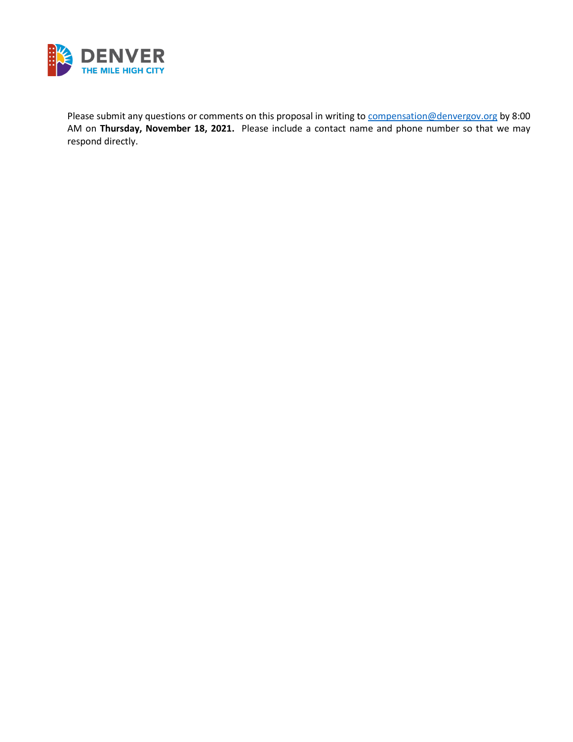Please submit any questions or comments on this proposal in writing to compensation@denvergov.org by 8:00 AM on **Thursday, November 18, 2021.** Please include a contact name and phone number so that we may respond directly.